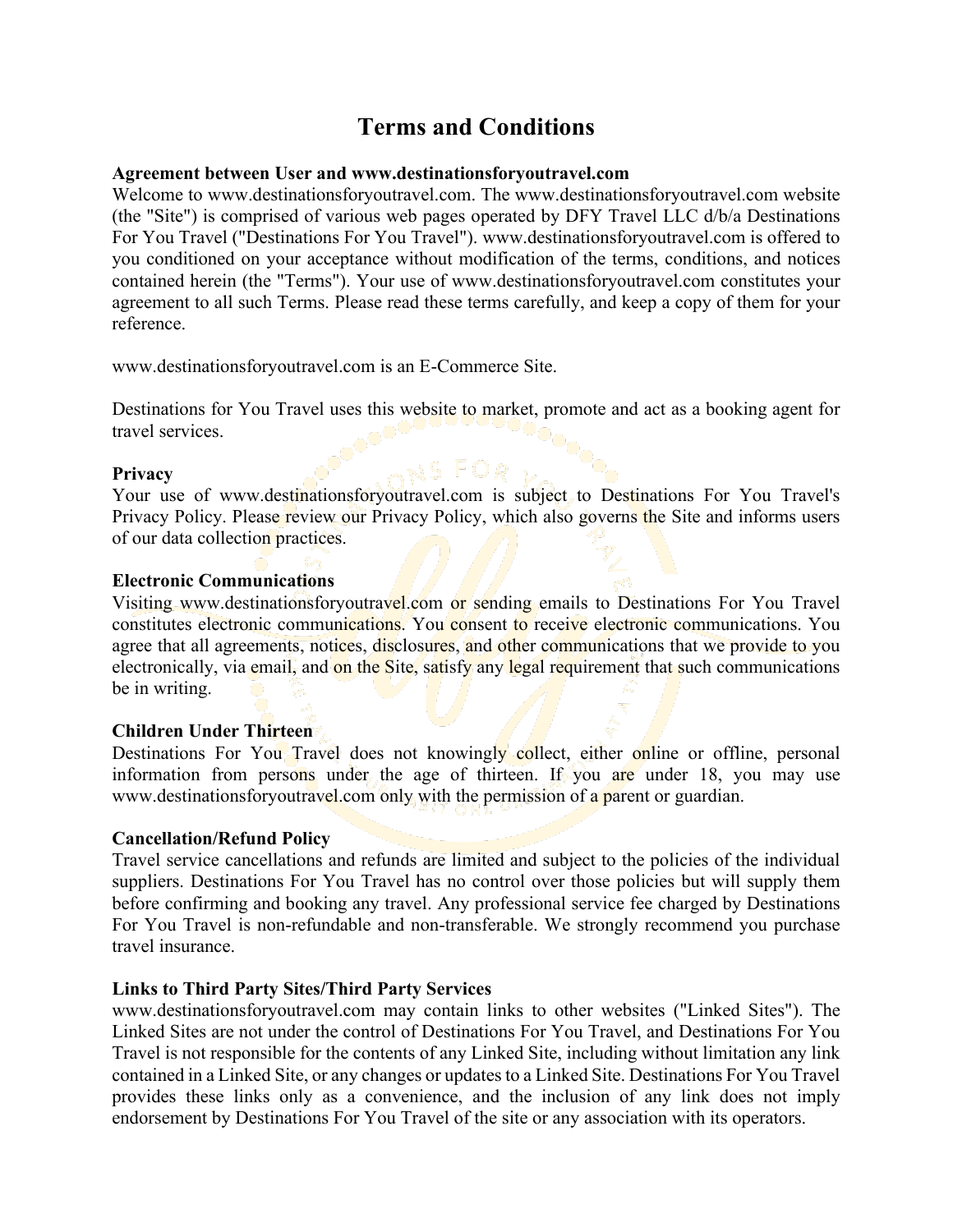# Terms and Conditions

**Agreement between User and www.destinationsforyoutravel.com**

Welcome to www.destinationsforyoutravel.com. The www.destinationsforyoutravel.com website (the "Site") is comprised of various web pages operated by DFY Travel LLC d/b/a Destinations For You Travel ("Destinations For You Travel"). www.destinationsforyoutravel.com is offered to you conditioned on your acceptance without modification of the terms, conditions, and notices contained herein (the "Terms"). Your use of www.destinationsforyoutravel.com constitutes your agreement to all such Terms. Please read these terms carefully, and keep a copy of them for your reference.

www.destinationsforyoutravel.com is an E-Commerce Site.

Destinations for You Travel uses this website to market, promote and act as a booking agent for travel services.

**Privacy**

Your use of www.destinationsforyoutravel.com is subject to Destinations For You Travel's Privacy Policy. Please review our Privacy Policy, which also governs the Site and informs users of our data collection practices.

**Electronic Communications**

Visiting www.destinationsforyoutravel.com or sending emails to Destinations For You Travel constitutes electronic communications. You consent to receive electronic communications. You agree that all agreements, notices, disclosures, and other communications that we provide to you electronically, via email, and on the Site, satisfy any legal requirement that such communications be in writing.

**Children Under Thirteen**

Destinations For You Travel does not knowingly collect, either online or offline, personal information from persons under the age of thirteen. If you are under 18, you may use www.destinationsforyoutravel.com only with the permission of a parent or guardian.

**Cancellation/Refund Policy**

Travel service cancellations and refunds are limited and subject to the policies of the individual suppliers. Destinations For You Travel has no control over those policies but will supply them before confirming and booking any travel. Any professional service fee charged by Destinations For You Travel is non-refundable and non-transferable. We strongly recommend you purchase travel insurance.

**Links to Third Party Sites/Third Party Services**

www.destinationsforyoutravel.com may contain links to other websites ("Linked Sites"). The Linked Sites are not under the control of Destinations For You Travel, and Destinations For You Travel is not responsible for the contents of any Linked Site, including without limitation any link contained in a Linked Site, or any changes or updates to a Linked Site. Destinations For You Travel provides these links only as a convenience, and the inclusion of any link does not imply endorsement by Destinations For You Travel of the site or any association with its operators.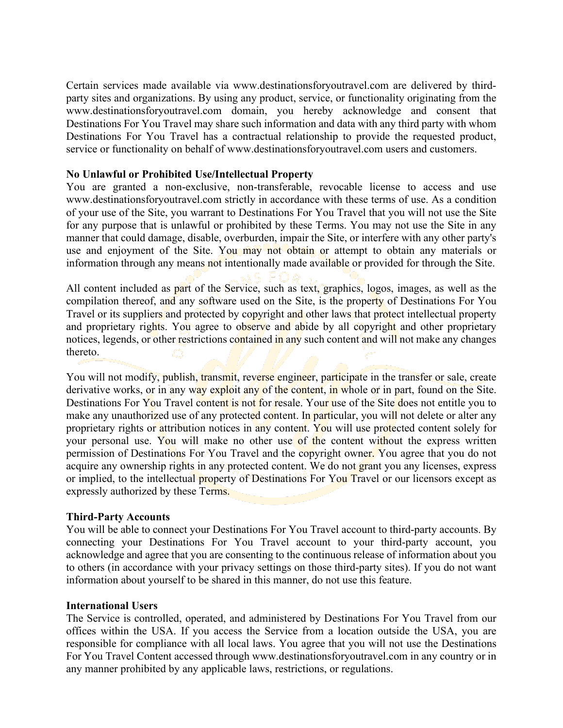Certain services made available via www.destinationsforyoutravel.com are delivered by third-party sites and organizations. By using any product, service, or functionality originating from the www.destinationsforyoutravel.com domain, you hereby acknowledge and consent that Destinations For You Travel may share such information and data with any third party with whom Destinations For You Travel has a contractual relationship to provide the requested product, service or functionality on behalf of www.destinationsforyoutravel.com users and customers.

**No Unlawful or Prohibited Use/Intellectual Property**

You are granted a non-exclusive, non-transferable, revocable license to access and use www.destinationsforyoutravel.com strictly in accordance with these terms of use. As a condition of your use of the Site, you warrant to Destinations For You Travel that you will not use the Site for any purpose that is unlawful or prohibited by these Terms. You may not use the Site in any manner that could damage, disable, overburden, impair the Site, or interfere with any other party's use and enjoyment of the Site. You may not obtain or attempt to obtain any materials or information through any means not intentionally made available or provided for through the Site.

All content included as part of the Service, such as text, graphics, logos, images, as well as the compilation thereof, and any software used on the Site, is the property of Destinations For You Travel or its suppliers and protected by copyright and other laws that protect intellectual property and proprietary rights. You agree to observe and abide by all copyright and other proprietary notices, legends, or other restrictions contained in any such content and will not make any changes thereto.

You will not modify, publish, transmit, reverse engineer, participate in the transfer or sale, create derivative works, or in any way exploit any of the content, in whole or in part, found on the Site. Destinations For You Travel content is not for resale. Your use of the Site does not entitle you to make any unauthorized use of any protected content. In particular, you will not delete or alter any proprietary rights or attribution notices in any content. You will use protected content solely for your personal use. You will make no other use of the content without the express written permission of Destinations For You Travel and the copyright owner. You agree that you do not acquire any ownership rights in any protected content. We do not grant you any licenses, express or implied, to the intellectual property of Destinations For You Travel or our licensors except as expressly authorized by these Terms.

**Third-Party Accounts**

You will be able to connect your Destinations For You Travel account to third-party accounts. By connecting your Destinations For You Travel account to your third-party account, you acknowledge and agree that you are consenting to the continuous release of information about you to others (in accordance with your privacy settings on those third-party sites). If you do not want information about yourself to be shared in this manner, do not use this feature.

**International Users**

The Service is controlled, operated, and administered by Destinations For You Travel from our offices within the USA. If you access the Service from a location outside the USA, you are responsible for compliance with all local laws. You agree that you will not use the Destinations For You Travel Content accessed through www.destinationsforyoutravel.com in any country or in any manner prohibited by any applicable laws, restrictions, or regulations.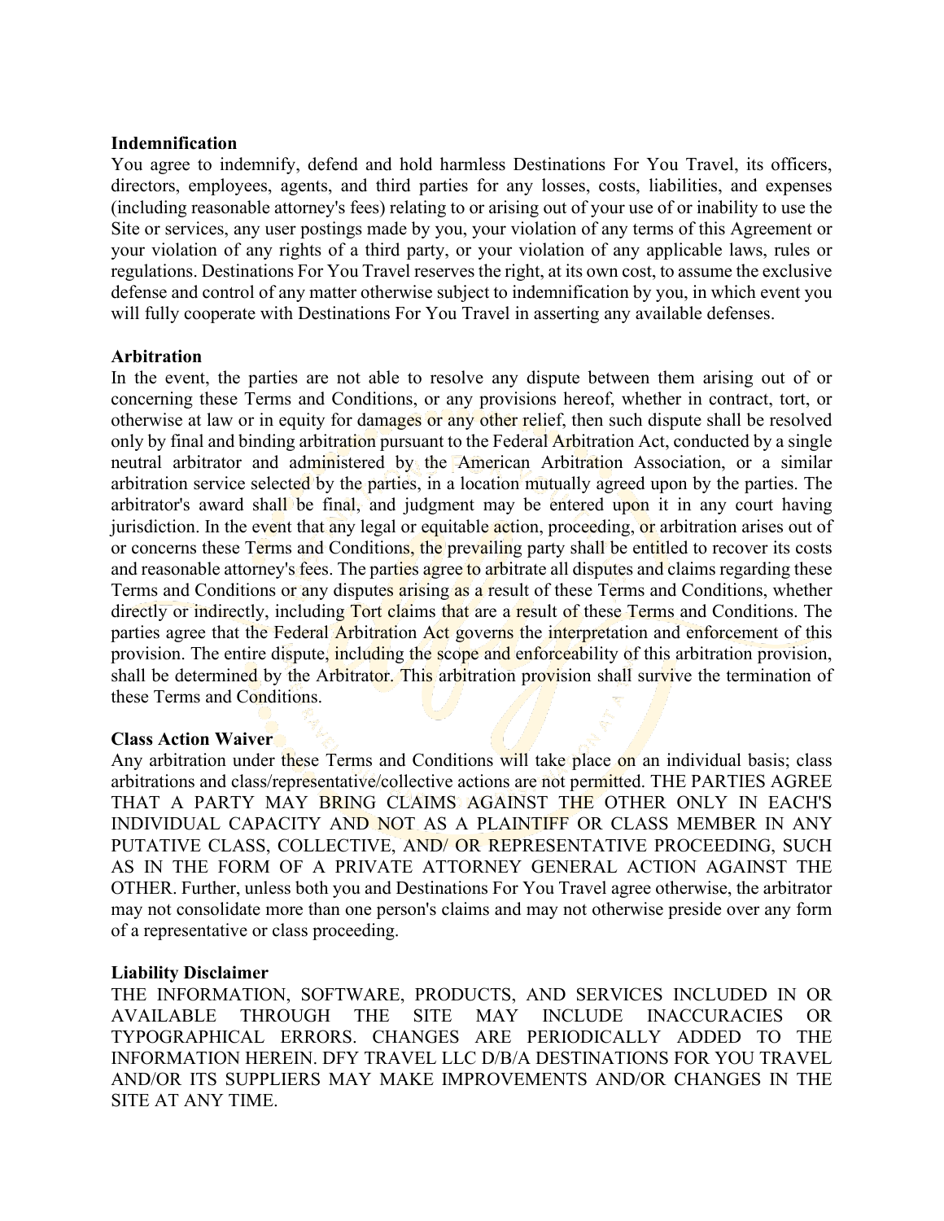**Indemnification**

You agree to indemnify, defend and hold harmless Destinations For You Travel, its officers, directors, employees, agents, and third parties for any losses, costs, liabilities, and expenses (including reasonable attorney's fees) relating to or arising out of your use of or inability to use the Site or services, any user postings made by you, your violation of any terms of this Agreement or your violation of any rights of a third party, or your violation of any applicable laws, rules or regulations. Destinations For You Travel reserves the right, at its own cost, to assume the exclusive defense and control of any matter otherwise subject to indemnification by you, in which event you will fully cooperate with Destinations For You Travel in asserting any available defenses.

**Arbitration**

In the event, the parties are not able to resolve any dispute between them arising out of or concerning these Terms and Conditions, or any provisions hereof, whether in contract, tort, or otherwise at law or in equity for damages or any other relief, then such dispute shall be resolved only by final and binding arbitration pursuant to the Federal Arbitration Act, conducted by a single neutral arbitrator and administered by the American Arbitration Association, or a similar arbitration service selected by the parties, in a location mutually agreed upon by the parties. The arbitrator's award shall be final, and judgment may be entered upon it in any court having jurisdiction. In the event that any legal or equitable action, proceeding, or arbitration arises out of or concerns these Terms and Conditions, the prevailing party shall be entitled to recover its costs and reasonable attorney's fees. The parties agree to arbitrate all disputes and claims regarding these Terms and Conditions or any disputes arising as a result of these Terms and Conditions, whether directly or indirectly, including Tort claims that are a result of these Terms and Conditions. The parties agree that the Federal Arbitration Act governs the interpretation and enforcement of this provision. The entire dispute, including the scope and enforceability of this arbitration provision, shall be determined by the Arbitrator. This arbitration provision shall survive the termination of these Terms and Conditions.

**Class Action Waiver**

Any arbitration under these Terms and Conditions will take place on an individual basis; class arbitrations and class/representative/collective actions are not permitted. THE PARTIES AGREE THAT A PARTY MAY BRING CLAIMS AGAINST THE OTHER ONLY IN EACH'S INDIVIDUAL CAPACITY AND NOT AS A PLAINTIFF OR CLASS MEMBER IN ANY PUTATIVE CLASS, COLLECTIVE, AND/ OR REPRESENTATIVE PROCEEDING, SUCH AS IN THE FORM OF A PRIVATE ATTORNEY GENERAL ACTION AGAINST THE OTHER. Further, unless both you and Destinations For You Travel agree otherwise, the arbitrator may not consolidate more than one person's claims and may not otherwise preside over any form of a representative or class proceeding.

**Liability Disclaimer**

THE INFORMATION, SOFTWARE, PRODUCTS, AND SERVICES INCLUDED IN OR AVAILABLE THROUGH THE SITE MAY INCLUDE INACCURACIES OR TYPOGRAPHICAL ERRORS. CHANGES ARE PERIODICALLY ADDED TO THE INFORMATION HEREIN. DFY TRAVEL LLC D/B/A DESTINATIONS FOR YOU TRAVEL AND/OR ITS SUPPLIERS MAY MAKE IMPROVEMENTS AND/OR CHANGES IN THE SITE AT ANY TIME.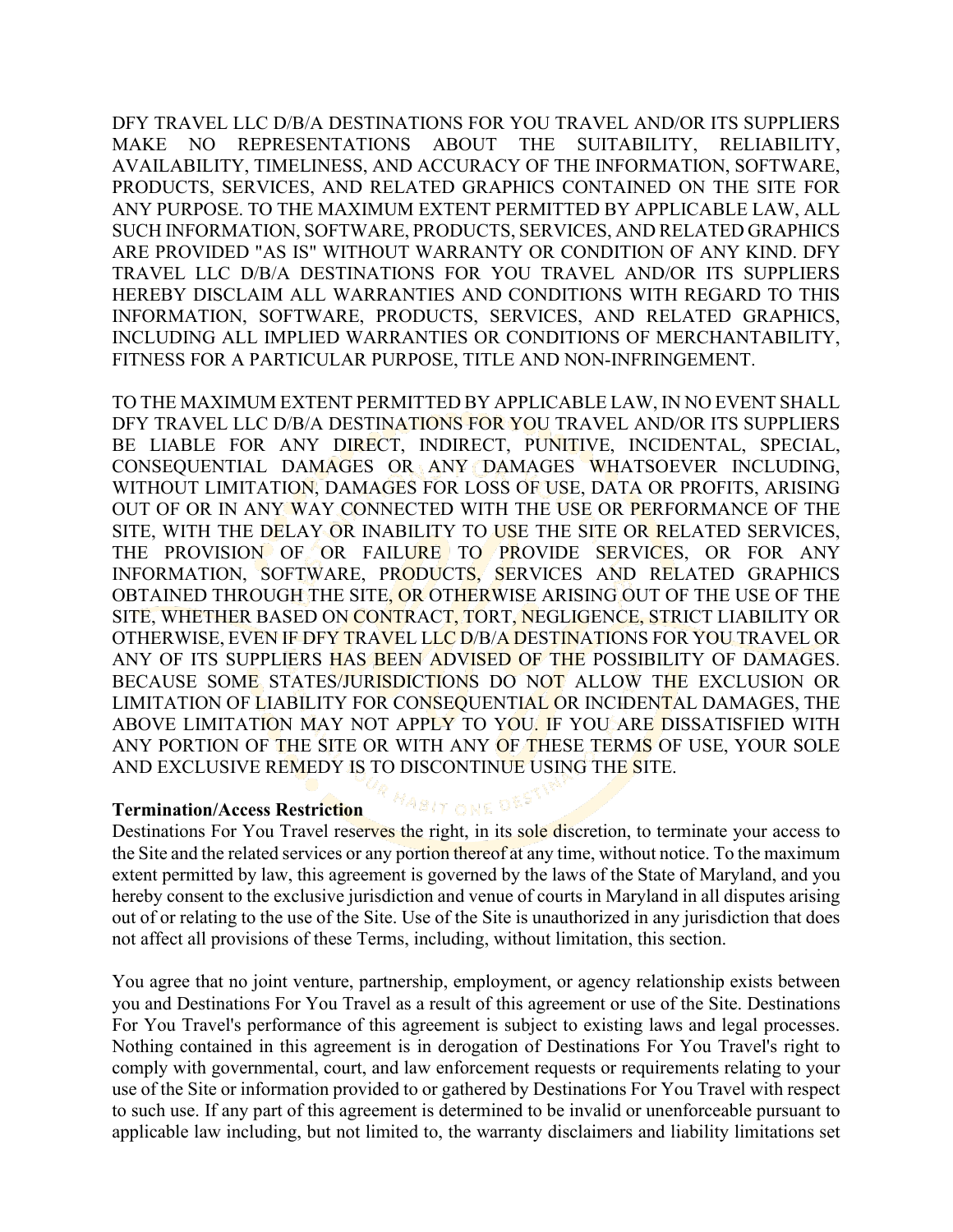DFY TRAVEL LLC D/B/A DESTINATIONS FOR YOU TRAVEL AND/OR ITS SUPPLIERS MAKE NO REPRESENTATIONS ABOUT THE SUITABILITY, RELIABILITY, AVAILABILITY, TIMELINESS, AND ACCURACY OF THE INFORMATION, SOFTWARE, PRODUCTS, SERVICES, AND RELATED GRAPHICS CONTAINED ON THE SITE FOR ANY PURPOSE. TO THE MAXIMUM EXTENT PERMITTED BY APPLICABLE LAW, ALL SUCH INFORMATION, SOFTWARE, PRODUCTS, SERVICES, AND RELATED GRAPHICS ARE PROVIDED "AS IS" WITHOUT WARRANTY OR CONDITION OF ANY KIND. DFY TRAVEL LLC D/B/A DESTINATIONS FOR YOU TRAVEL AND/OR ITS SUPPLIERS HEREBY DISCLAIM ALL WARRANTIES AND CONDITIONS WITH REGARD TO THIS INFORMATION, SOFTWARE, PRODUCTS, SERVICES, AND RELATED GRAPHICS, INCLUDING ALL IMPLIED WARRANTIES OR CONDITIONS OF MERCHANTABILITY, FITNESS FOR A PARTICULAR PURPOSE, TITLE AND NON-INFRINGEMENT.

TO THE MAXIMUM EXTENT PERMITTED BY APPLICABLE LAW, IN NO EVENT SHALL DFY TRAVEL LLC D/B/A DESTINATIONS FOR YOU TRAVEL AND/OR ITS SUPPLIERS BE LIABLE FOR ANY DIRECT, INDIRECT, PUNITIVE, INCIDENTAL, SPECIAL, CONSEQUENTIAL DAMAGES OR ANY DAMAGES WHATSOEVER INCLUDING, WITHOUT LIMITATION, DAMAGES FOR LOSS OF USE, DATA OR PROFITS, ARISING OUT OF OR IN ANY WAY CONNECTED WITH THE USE OR PERFORMANCE OF THE SITE, WITH THE DELAY OR INABILITY TO USE THE SITE OR RELATED SERVICES, THE PROVISION OF OR FAILURE TO PROVIDE SERVICES, OR FOR ANY INFORMATION, SOFTWARE, PRODUCTS, SERVICES AND RELATED GRAPHICS OBTAINED THROUGH THE SITE, OR OTHERWISE ARISING OUT OF THE USE OF THE SITE, WHETHER BASED ON CONTRACT, TORT, NEGLIGENCE, STRICT LIABILITY OR OTHERWISE, EVEN IF DFY TRAVEL LLC D/B/A DESTINATIONS FOR YOU TRAVEL OR ANY OF ITS SUPPLIERS HAS BEEN ADVISED OF THE POSSIBILITY OF DAMAGES. BECAUSE SOME STATES/JURISDICTIONS DO NOT ALLOW THE EXCLUSION OR LIMITATION OF LIABILITY FOR CONSEQUENTIAL OR INCIDENTAL DAMAGES, THE ABOVE LIMITATION MAY NOT APPLY TO YOU. IF YOU ARE DISSATISFIED WITH ANY PORTION OF THE SITE OR WITH ANY OF THESE TERMS OF USE, YOUR SOLE AND EXCLUSIVE REMEDY IS TO DISCONTINUE USING THE SITE.

**Termination/Access Restriction**

Destinations For You Travel reserves the right, in its sole discretion, to terminate your access to the Site and the related services or any portion thereof at any time, without notice. To the maximum extent permitted by law, this agreement is governed by the laws of the State of Maryland, and you hereby consent to the exclusive jurisdiction and venue of courts in Maryland in all disputes arising out of or relating to the use of the Site. Use of the Site is unauthorized in any jurisdiction that does not affect all provisions of these Terms, including, without limitation, this section.

You agree that no joint venture, partnership, employment, or agency relationship exists between you and Destinations For You Travel as a result of this agreement or use of the Site. Destinations For You Travel's performance of this agreement is subject to existing laws and legal processes. Nothing contained in this agreement is in derogation of Destinations For You Travel's right to comply with governmental, court, and law enforcement requests or requirements relating to your use of the Site or information provided to or gathered by Destinations For You Travel with respect to such use. If any part of this agreement is determined to be invalid or unenforceable pursuant to applicable law including, but not limited to, the warranty disclaimers and liability limitations set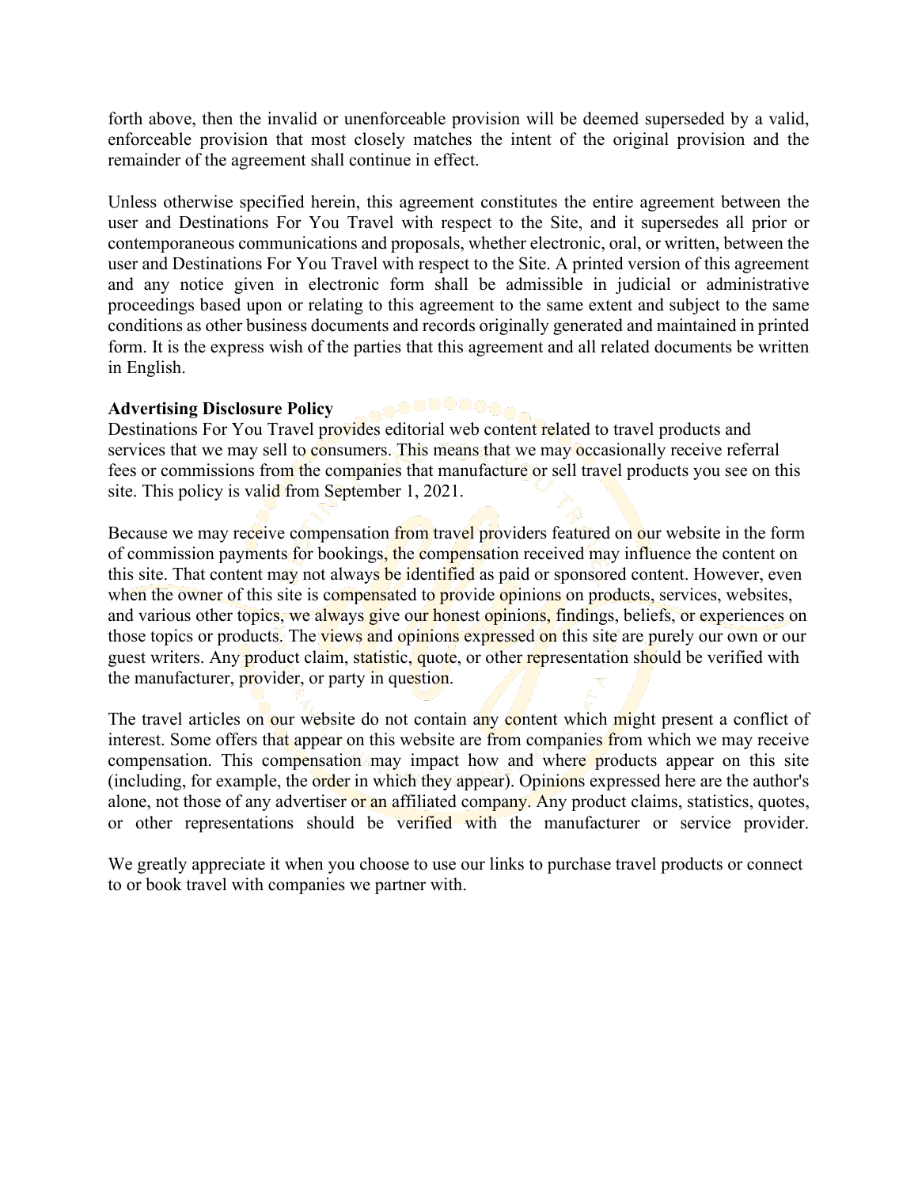forth above, then the invalid or unenforceable provision will be deemed superseded by a valid, enforceable provision that most closely matches the intent of the original provision and the remainder of the agreement shall continue in effect.

Unless otherwise specified herein, this agreement constitutes the entire agreement between the user and Destinations For You Travel with respect to the Site, and it supersedes all prior or contemporaneous communications and proposals, whether electronic, oral, or written, between the user and Destinations For You Travel with respect to the Site. A printed version of this agreement and any notice given in electronic form shall be admissible in judicial or administrative proceedings based upon or relating to this agreement to the same extent and subject to the same conditions as other business documents and records originally generated and maintained in printed form. It is the express wish of the parties that this agreement and all related documents be written in English.

**Advertising Disclosure Policy**

Destinations For You Travel provides editorial web content related to travel products and services that we may sell to consumers. This means that we may occasionally receive referral fees or commissions from the companies that manufacture or sell travel products you see on this site. This policy is valid from September 1, 2021.

Because we may receive compensation from travel providers featured on our website in the form of commission payments for bookings, the compensation received may influence the content on this site. That content may not always be identified as paid or sponsored content. However, even when the owner of this site is compensated to provide opinions on products, services, websites, and various other topics, we always give our honest opinions, findings, beliefs, or experiences on those topics or products. The views and opinions expressed on this site are purely our own or our guest writers. Any product claim, statistic, quote, or other representation should be verified with the manufacturer, provider, or party in question.

The travel articles on our website do not contain any content which might present a conflict of interest. Some offers that appear on this website are from companies from which we may receive compensation. This compensation may impact how and where products appear on this site (including, for example, the order in which they appear). Opinions expressed here are the author's alone, not those of any advertiser or an affiliated company. Any product claims, statistics, quotes, or other representations should be verified with the manufacturer or service provider.

We greatly appreciate it when you choose to use our links to purchase travel products or connect to or book travel with companies we partner with.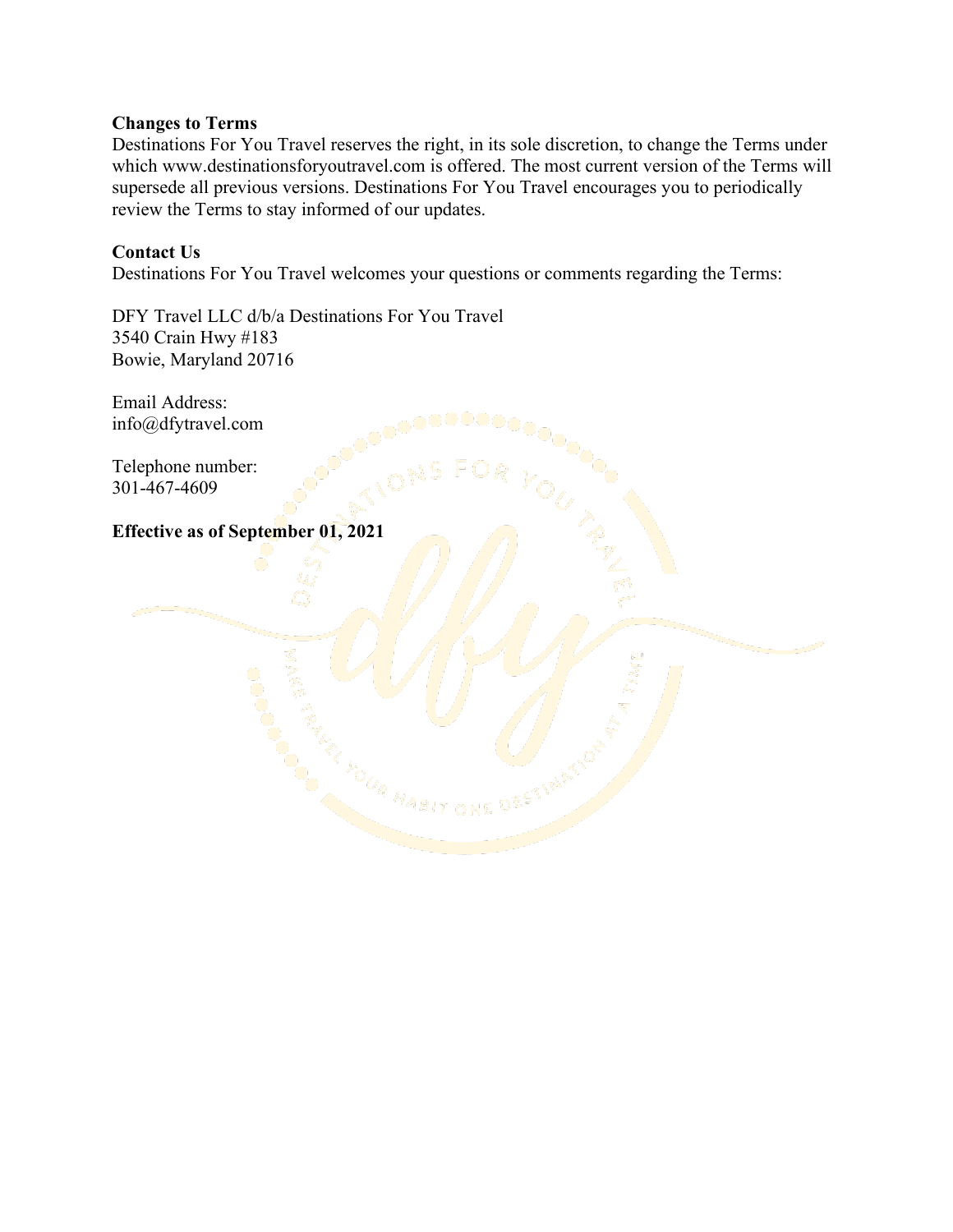**Changes to Terms**

Destinations For You Travel reserves the right, in its sole discretion, to change the Terms under which www.destinationsforyoutravel.com is offered. The most current version of the Terms will supersede all previous versions. Destinations For You Travel encourages you to periodically review the Terms to stay informed of our updates.

**Contact Us**

Destinations For You Travel welcomes your questions or comments regarding the Terms:

DFY Travel LLC d/b/a Destinations For You Travel
3540 Crain Hwy #183
Bowie, Maryland 20716

Email Address:
info@dfytravel.com

Telephone number:
301-467-4609

**Effective as of September 01, 2021**